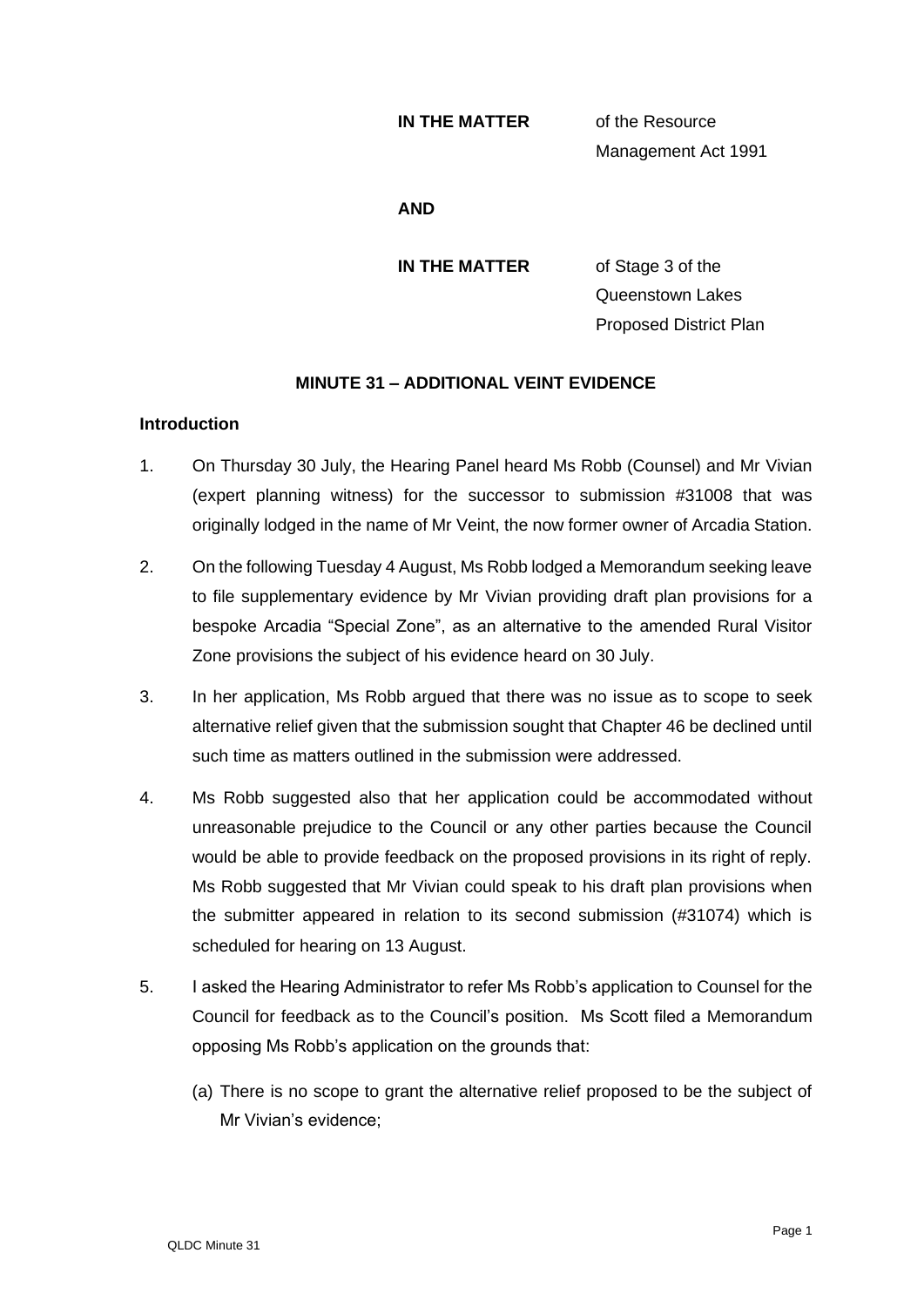**IN THE MATTER** of the Resource Management Act 1991

**AND**

**IN THE MATTER** of Stage 3 of the Queenstown Lakes Proposed District Plan

## MINUTE 31 – ADDITIONAL VEINT EVIDENCE

### Introduction

1. On Thursday 30 July, the Hearing Panel heard Ms Robb (Counsel) and Mr Vivian (expert planning witness) for the successor to submission #31008 that was originally lodged in the name of Mr Veint, the now former owner of Arcadia Station.

2. On the following Tuesday 4 August, Ms Robb lodged a Memorandum seeking leave to file supplementary evidence by Mr Vivian providing draft plan provisions for a bespoke Arcadia "Special Zone", as an alternative to the amended Rural Visitor Zone provisions the subject of his evidence heard on 30 July.

3. In her application, Ms Robb argued that there was no issue as to scope to seek alternative relief given that the submission sought that Chapter 46 be declined until such time as matters outlined in the submission were addressed.

4. Ms Robb suggested also that her application could be accommodated without unreasonable prejudice to the Council or any other parties because the Council would be able to provide feedback on the proposed provisions in its right of reply. Ms Robb suggested that Mr Vivian could speak to his draft plan provisions when the submitter appeared in relation to its second submission (#31074) which is scheduled for hearing on 13 August.

5. I asked the Hearing Administrator to refer Ms Robb's application to Counsel for the Council for feedback as to the Council's position. Ms Scott filed a Memorandum opposing Ms Robb's application on the grounds that:

   (a) There is no scope to grant the alternative relief proposed to be the subject of Mr Vivian's evidence;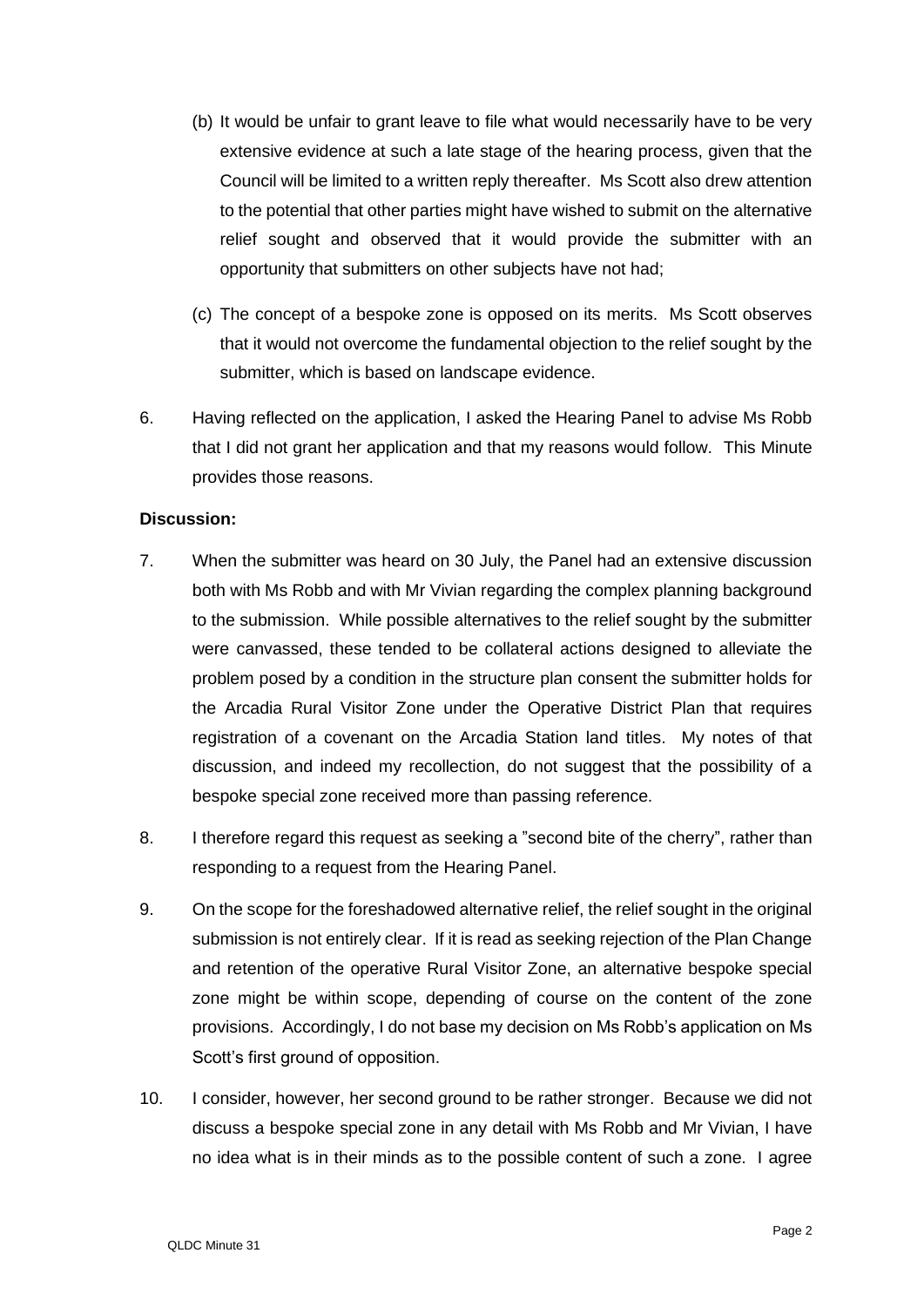(b) It would be unfair to grant leave to file what would necessarily have to be very extensive evidence at such a late stage of the hearing process, given that the Council will be limited to a written reply thereafter. Ms Scott also drew attention to the potential that other parties might have wished to submit on the alternative relief sought and observed that it would provide the submitter with an opportunity that submitters on other subjects have not had;

(c) The concept of a bespoke zone is opposed on its merits. Ms Scott observes that it would not overcome the fundamental objection to the relief sought by the submitter, which is based on landscape evidence.

6. Having reflected on the application, I asked the Hearing Panel to advise Ms Robb that I did not grant her application and that my reasons would follow. This Minute provides those reasons.

**Discussion:**

7. When the submitter was heard on 30 July, the Panel had an extensive discussion both with Ms Robb and with Mr Vivian regarding the complex planning background to the submission. While possible alternatives to the relief sought by the submitter were canvassed, these tended to be collateral actions designed to alleviate the problem posed by a condition in the structure plan consent the submitter holds for the Arcadia Rural Visitor Zone under the Operative District Plan that requires registration of a covenant on the Arcadia Station land titles. My notes of that discussion, and indeed my recollection, do not suggest that the possibility of a bespoke special zone received more than passing reference.

8. I therefore regard this request as seeking a "second bite of the cherry", rather than responding to a request from the Hearing Panel.

9. On the scope for the foreshadowed alternative relief, the relief sought in the original submission is not entirely clear. If it is read as seeking rejection of the Plan Change and retention of the operative Rural Visitor Zone, an alternative bespoke special zone might be within scope, depending of course on the content of the zone provisions. Accordingly, I do not base my decision on Ms Robb's application on Ms Scott's first ground of opposition.

10. I consider, however, her second ground to be rather stronger. Because we did not discuss a bespoke special zone in any detail with Ms Robb and Mr Vivian, I have no idea what is in their minds as to the possible content of such a zone. I agree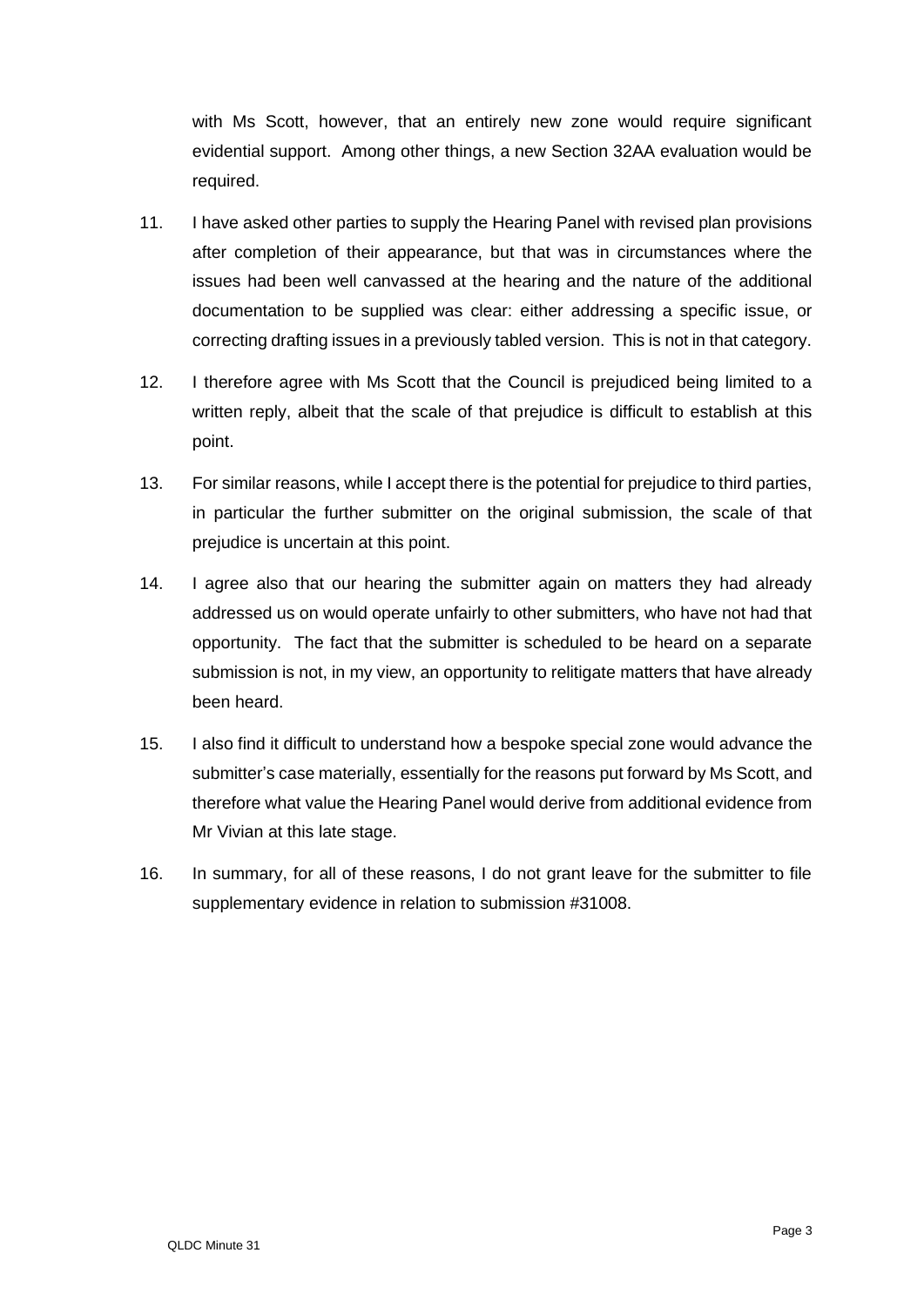with Ms Scott, however, that an entirely new zone would require significant evidential support. Among other things, a new Section 32AA evaluation would be required.

11. I have asked other parties to supply the Hearing Panel with revised plan provisions after completion of their appearance, but that was in circumstances where the issues had been well canvassed at the hearing and the nature of the additional documentation to be supplied was clear: either addressing a specific issue, or correcting drafting issues in a previously tabled version. This is not in that category.

12. I therefore agree with Ms Scott that the Council is prejudiced being limited to a written reply, albeit that the scale of that prejudice is difficult to establish at this point.

13. For similar reasons, while I accept there is the potential for prejudice to third parties, in particular the further submitter on the original submission, the scale of that prejudice is uncertain at this point.

14. I agree also that our hearing the submitter again on matters they had already addressed us on would operate unfairly to other submitters, who have not had that opportunity. The fact that the submitter is scheduled to be heard on a separate submission is not, in my view, an opportunity to relitigate matters that have already been heard.

15. I also find it difficult to understand how a bespoke special zone would advance the submitter's case materially, essentially for the reasons put forward by Ms Scott, and therefore what value the Hearing Panel would derive from additional evidence from Mr Vivian at this late stage.

16. In summary, for all of these reasons, I do not grant leave for the submitter to file supplementary evidence in relation to submission #31008.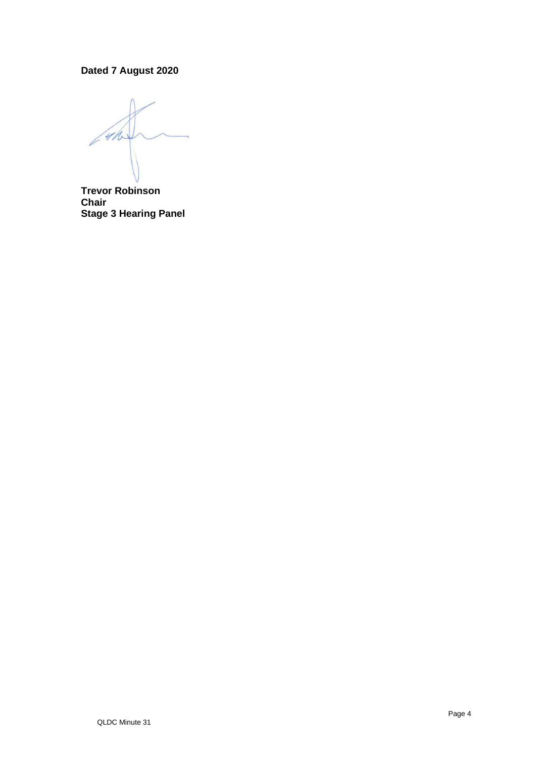**Dated 7 August 2020**

**Trevor Robinson**
**Chair**
**Stage 3 Hearing Panel**